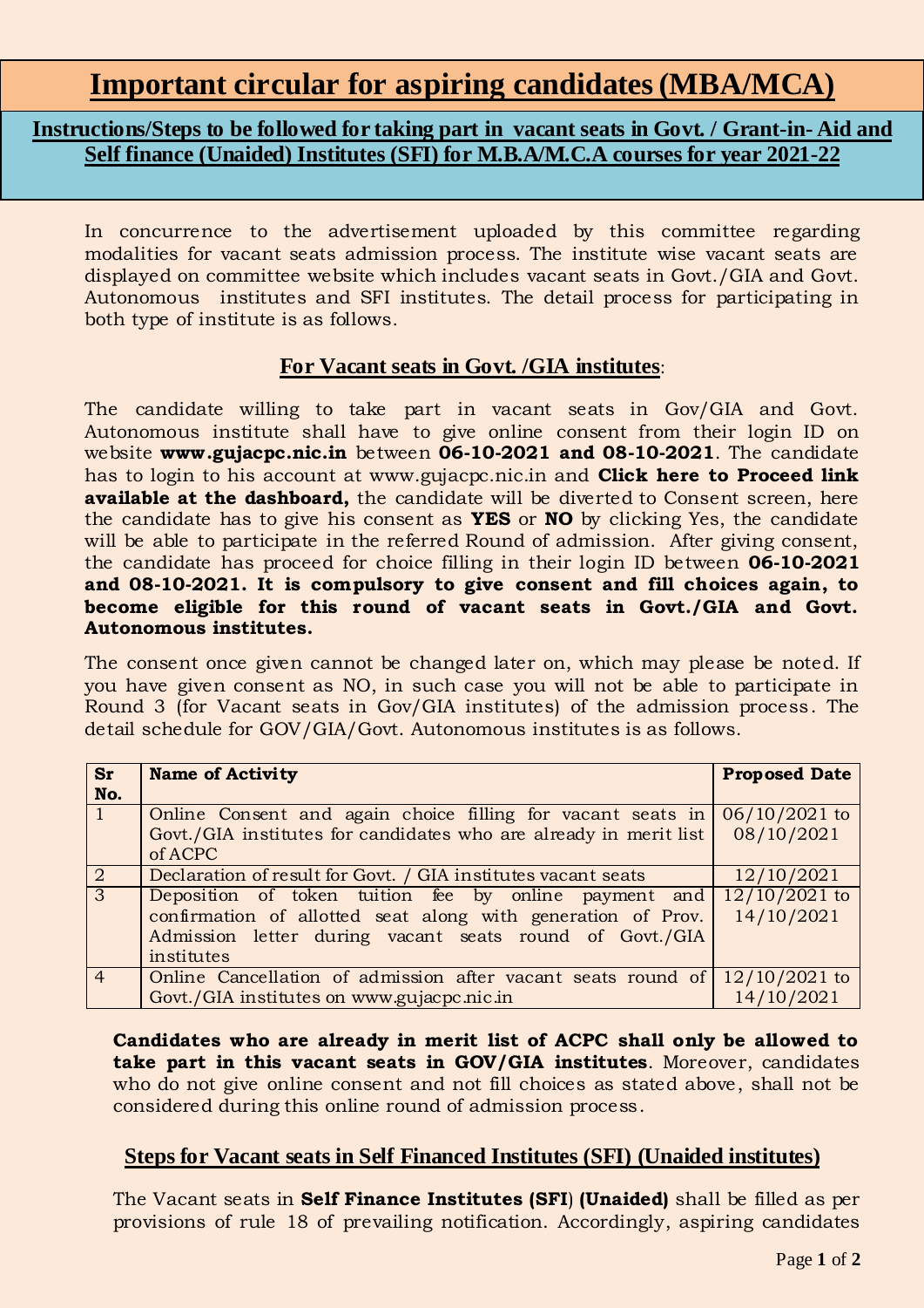# Important circular for aspiring candidates (MBA/MCA)

## Instructions/Steps to be followed for taking part in vacant seats in Govt. / Grant-in- Aid and Self finance (Unaided) Institutes (SFI) for M.B.A/M.C.A courses for year 2021-22

In concurrence to the advertisement uploaded by this committee regarding modalities for vacant seats admission process. The institute wise vacant seats are displayed on committee website which includes vacant seats in Govt./GIA and Govt. Autonomous institutes and SFI institutes. The detail process for participating in both type of institute is as follows.

### For Vacant seats in Govt. /GIA institutes:

The candidate willing to take part in vacant seats in Gov/GIA and Govt. Autonomous institute shall have to give online consent from their login ID on website **www.gujacpc.nic.in** between **06-10-2021 and 08-10-2021**. The candidate has to login to his account at www.gujacpc.nic.in and **Click here to Proceed link available at the dashboard,** the candidate will be diverted to Consent screen, here the candidate has to give his consent as **YES** or **NO** by clicking Yes, the candidate will be able to participate in the referred Round of admission. After giving consent, the candidate has proceed for choice filling in their login ID between **06-10-2021 and 08-10-2021. It is compulsory to give consent and fill choices again, to become eligible for this round of vacant seats in Govt./GIA and Govt. Autonomous institutes.**

The consent once given cannot be changed later on, which may please be noted. If you have given consent as NO, in such case you will not be able to participate in Round 3 (for Vacant seats in Gov/GIA institutes) of the admission process. The detail schedule for GOV/GIA/Govt. Autonomous institutes is as follows.

| Sr No. | Name of Activity | Proposed Date |
|---|---|---|
| 1 | Online Consent and again choice filling for vacant seats in Govt./GIA institutes for candidates who are already in merit list of ACPC | 06/10/2021 to 08/10/2021 |
| 2 | Declaration of result for Govt. / GIA institutes vacant seats | 12/10/2021 |
| 3 | Deposition of token tuition fee by online payment and confirmation of allotted seat along with generation of Prov. Admission letter during vacant seats round of Govt./GIA institutes | 12/10/2021 to 14/10/2021 |
| 4 | Online Cancellation of admission after vacant seats round of Govt./GIA institutes on www.gujacpc.nic.in | 12/10/2021 to 14/10/2021 |

**Candidates who are already in merit list of ACPC shall only be allowed to take part in this vacant seats in GOV/GIA institutes**. Moreover, candidates who do not give online consent and not fill choices as stated above, shall not be considered during this online round of admission process.

### Steps for Vacant seats in Self Financed Institutes (SFI) (Unaided institutes)

The Vacant seats in **Self Finance Institutes (SFI**) **(Unaided)** shall be filled as per provisions of rule 18 of prevailing notification. Accordingly, aspiring candidates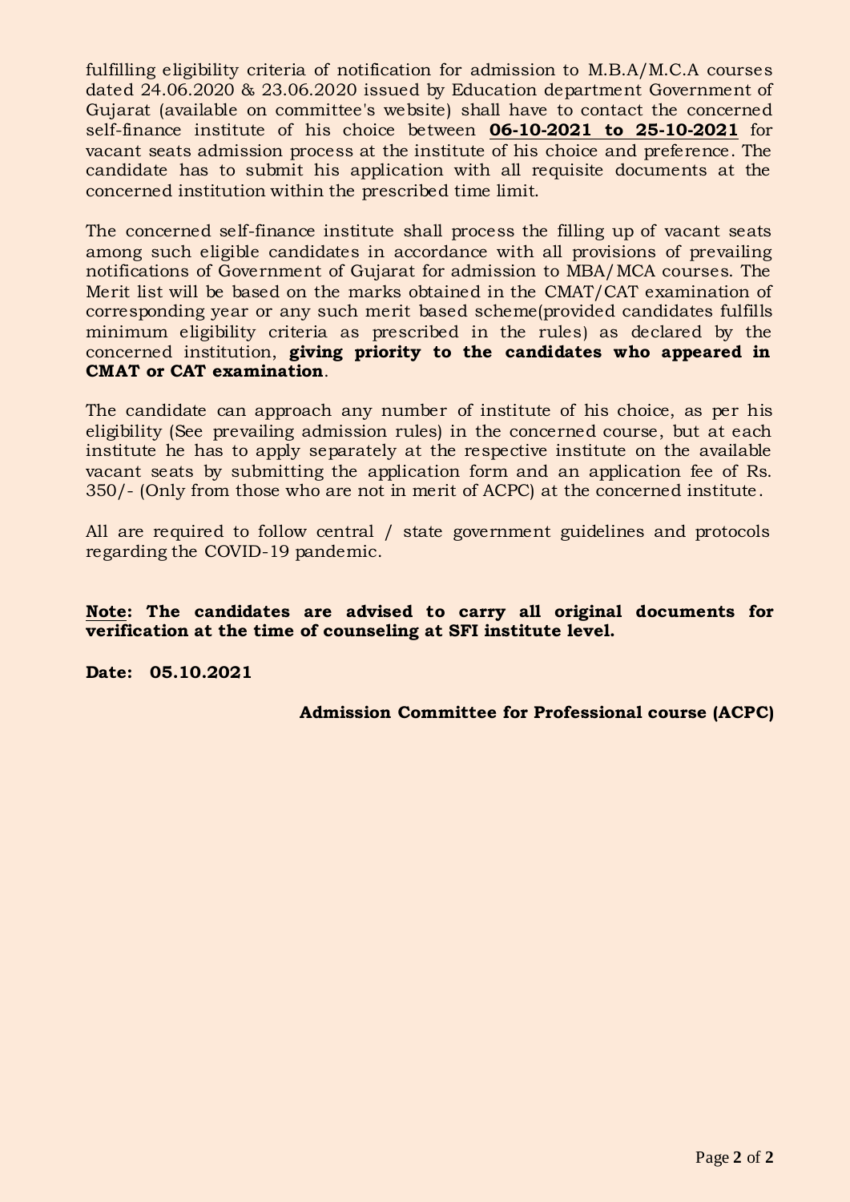fulfilling eligibility criteria of notification for admission to M.B.A/M.C.A courses dated 24.06.2020 & 23.06.2020 issued by Education department Government of Gujarat (available on committee's website) shall have to contact the concerned self-finance institute of his choice between **06-10-2021 to 25-10-2021** for vacant seats admission process at the institute of his choice and preference. The candidate has to submit his application with all requisite documents at the concerned institution within the prescribed time limit.

The concerned self-finance institute shall process the filling up of vacant seats among such eligible candidates in accordance with all provisions of prevailing notifications of Government of Gujarat for admission to MBA/MCA courses. The Merit list will be based on the marks obtained in the CMAT/CAT examination of corresponding year or any such merit based scheme(provided candidates fulfills minimum eligibility criteria as prescribed in the rules) as declared by the concerned institution, **giving priority to the candidates who appeared in CMAT or CAT examination**.

The candidate can approach any number of institute of his choice, as per his eligibility (See prevailing admission rules) in the concerned course, but at each institute he has to apply separately at the respective institute on the available vacant seats by submitting the application form and an application fee of Rs. 350/- (Only from those who are not in merit of ACPC) at the concerned institute.

All are required to follow central / state government guidelines and protocols regarding the COVID-19 pandemic.

**Note: The candidates are advised to carry all original documents for verification at the time of counseling at SFI institute level.**

**Date: 05.10.2021**

**Admission Committee for Professional course (ACPC)**